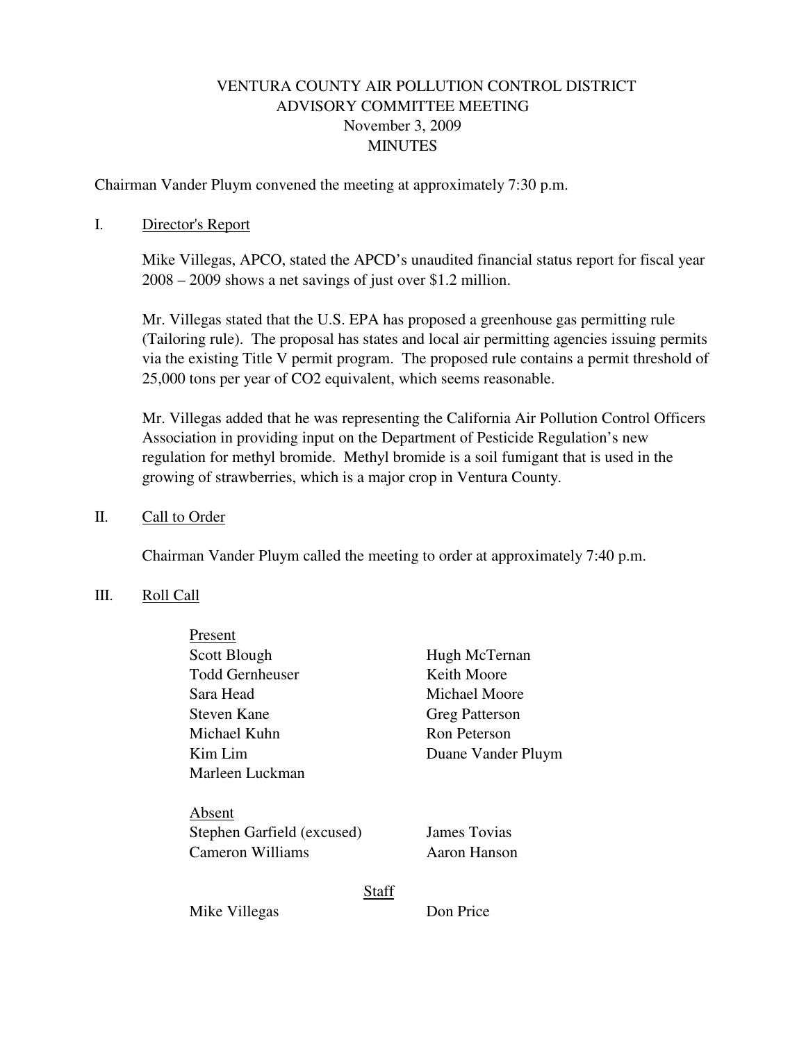# VENTURA COUNTY AIR POLLUTION CONTROL DISTRICT
## ADVISORY COMMITTEE MEETING
### November 3, 2009
### MINUTES

Chairman Vander Pluym convened the meeting at approximately 7:30 p.m.

I. Director's Report

Mike Villegas, APCO, stated the APCD's unaudited financial status report for fiscal year 2008 – 2009 shows a net savings of just over $1.2 million.

Mr. Villegas stated that the U.S. EPA has proposed a greenhouse gas permitting rule (Tailoring rule). The proposal has states and local air permitting agencies issuing permits via the existing Title V permit program. The proposed rule contains a permit threshold of 25,000 tons per year of $CO_2$ equivalent, which seems reasonable.

Mr. Villegas added that he was representing the California Air Pollution Control Officers Association in providing input on the Department of Pesticide Regulation's new regulation for methyl bromide. Methyl bromide is a soil fumigant that is used in the growing of strawberries, which is a major crop in Ventura County.

II. Call to Order

Chairman Vander Pluym called the meeting to order at approximately 7:40 p.m.

III. Roll Call

Present

| | |
|---|---|
| Scott Blough | Hugh McTernan |
| Todd Gernheuser | Keith Moore |
| Sara Head | Michael Moore |
| Steven Kane | Greg Patterson |
| Michael Kuhn | Ron Peterson |
| Kim Lim | Duane Vander Pluym |
| Marleen Luckman | |

Absent

| | |
|---|---|
| Stephen Garfield (excused) | James Tovias |
| Cameron Williams | Aaron Hanson |

Staff

| | |
|---|---|
| Mike Villegas | Don Price |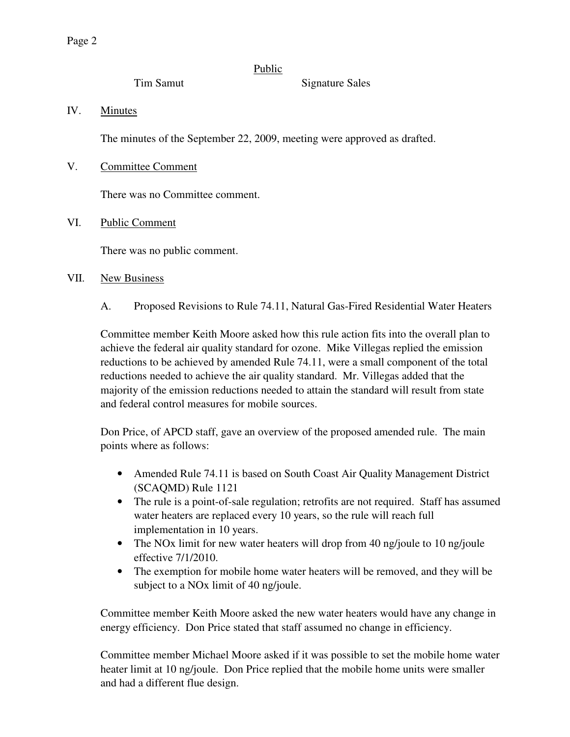Public

| | |
|---|---|
| Tim Samut | Signature Sales |

IV. Minutes

The minutes of the September 22, 2009, meeting were approved as drafted.

V. Committee Comment

There was no Committee comment.

VI. Public Comment

There was no public comment.

VII. New Business

A. Proposed Revisions to Rule 74.11, Natural Gas-Fired Residential Water Heaters

Committee member Keith Moore asked how this rule action fits into the overall plan to achieve the federal air quality standard for ozone. Mike Villegas replied the emission reductions to be achieved by amended Rule 74.11, were a small component of the total reductions needed to achieve the air quality standard. Mr. Villegas added that the majority of the emission reductions needed to attain the standard will result from state and federal control measures for mobile sources.

Don Price, of APCD staff, gave an overview of the proposed amended rule. The main points where as follows:

- Amended Rule 74.11 is based on South Coast Air Quality Management District (SCAQMD) Rule 1121
- The rule is a point-of-sale regulation; retrofits are not required. Staff has assumed water heaters are replaced every 10 years, so the rule will reach full implementation in 10 years.
- The NOx limit for new water heaters will drop from 40 ng/joule to 10 ng/joule effective 7/1/2010.
- The exemption for mobile home water heaters will be removed, and they will be subject to a NOx limit of 40 ng/joule.

Committee member Keith Moore asked the new water heaters would have any change in energy efficiency. Don Price stated that staff assumed no change in efficiency.

Committee member Michael Moore asked if it was possible to set the mobile home water heater limit at 10 ng/joule. Don Price replied that the mobile home units were smaller and had a different flue design.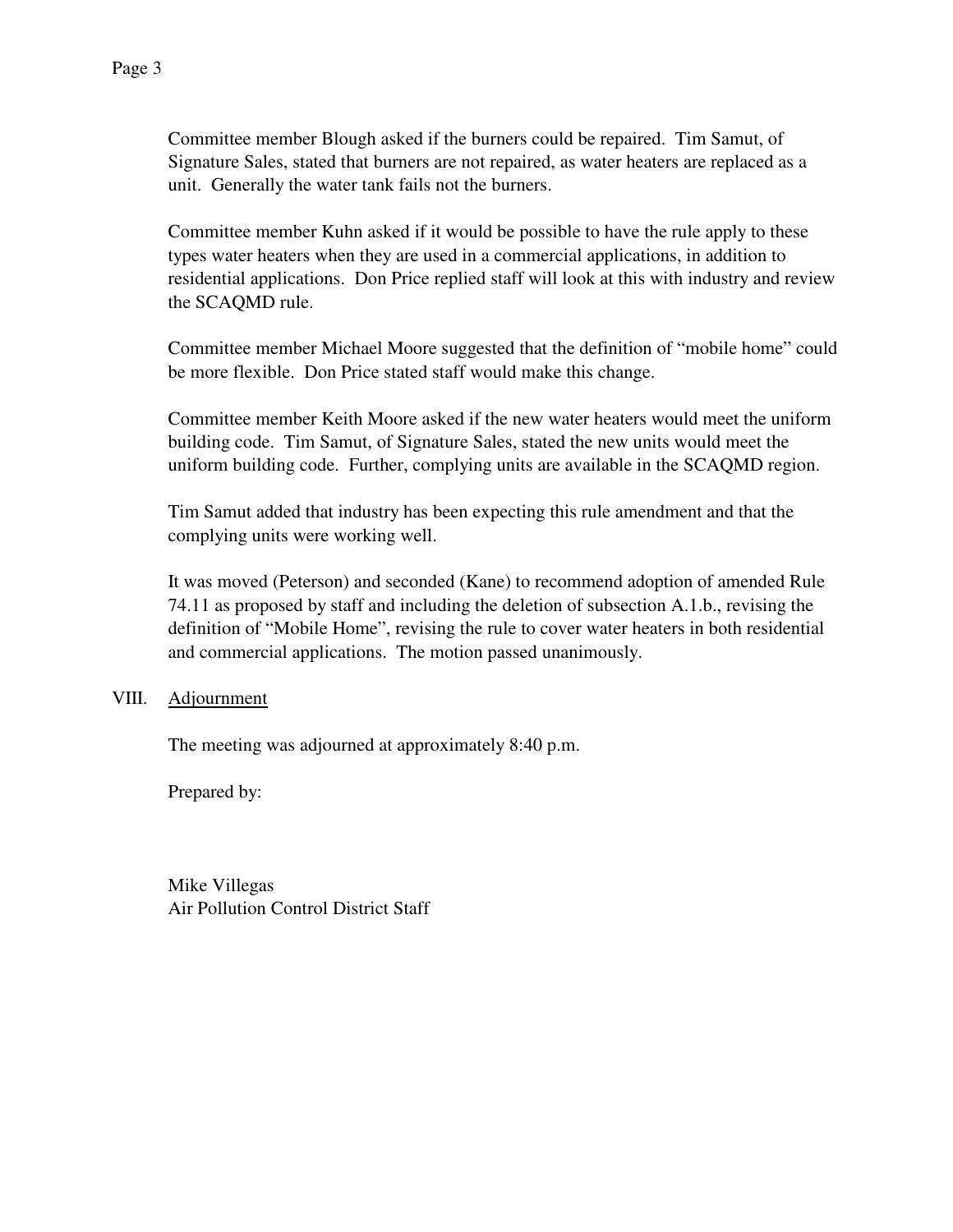Committee member Blough asked if the burners could be repaired. Tim Samut, of Signature Sales, stated that burners are not repaired, as water heaters are replaced as a unit. Generally the water tank fails not the burners.

Committee member Kuhn asked if it would be possible to have the rule apply to these types water heaters when they are used in a commercial applications, in addition to residential applications. Don Price replied staff will look at this with industry and review the SCAQMD rule.

Committee member Michael Moore suggested that the definition of "mobile home" could be more flexible. Don Price stated staff would make this change.

Committee member Keith Moore asked if the new water heaters would meet the uniform building code. Tim Samut, of Signature Sales, stated the new units would meet the uniform building code. Further, complying units are available in the SCAQMD region.

Tim Samut added that industry has been expecting this rule amendment and that the complying units were working well.

It was moved (Peterson) and seconded (Kane) to recommend adoption of amended Rule 74.11 as proposed by staff and including the deletion of subsection A.1.b., revising the definition of "Mobile Home", revising the rule to cover water heaters in both residential and commercial applications. The motion passed unanimously.

## VIII. Adjournment

The meeting was adjourned at approximately 8:40 p.m.

Prepared by:

Mike Villegas
Air Pollution Control District Staff